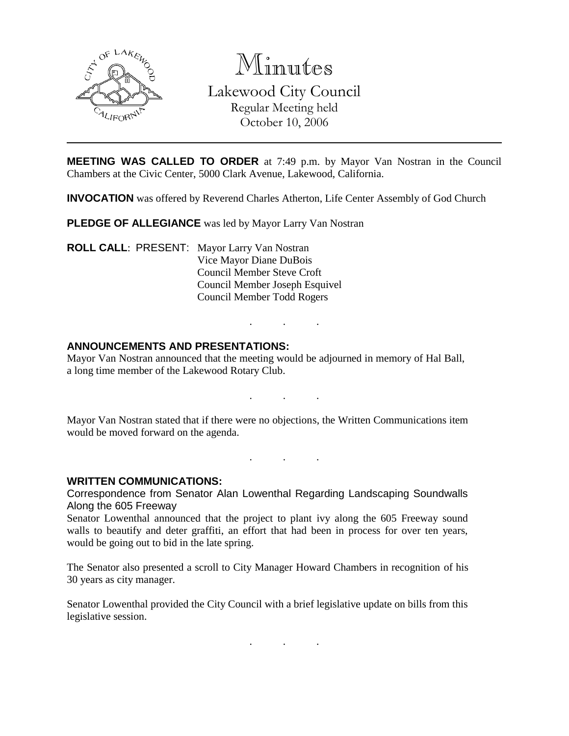# Minutes

## Lakewood City Council

Regular Meeting held
October 10, 2006

---

**MEETING WAS CALLED TO ORDER** at 7:49 p.m. by Mayor Van Nostran in the Council Chambers at the Civic Center, 5000 Clark Avenue, Lakewood, California.

**INVOCATION** was offered by Reverend Charles Atherton, Life Center Assembly of God Church

**PLEDGE OF ALLEGIANCE** was led by Mayor Larry Van Nostran

**ROLL CALL**: PRESENT: Mayor Larry Van Nostran
Vice Mayor Diane DuBois
Council Member Steve Croft
Council Member Joseph Esquivel
Council Member Todd Rogers

. . .

**ANNOUNCEMENTS AND PRESENTATIONS:**

Mayor Van Nostran announced that the meeting would be adjourned in memory of Hal Ball, a long time member of the Lakewood Rotary Club.

. . .

Mayor Van Nostran stated that if there were no objections, the Written Communications item would be moved forward on the agenda.

. . .

**WRITTEN COMMUNICATIONS:**

Correspondence from Senator Alan Lowenthal Regarding Landscaping Soundwalls Along the 605 Freeway

Senator Lowenthal announced that the project to plant ivy along the 605 Freeway sound walls to beautify and deter graffiti, an effort that had been in process for over ten years, would be going out to bid in the late spring.

The Senator also presented a scroll to City Manager Howard Chambers in recognition of his 30 years as city manager.

Senator Lowenthal provided the City Council with a brief legislative update on bills from this legislative session.

. . .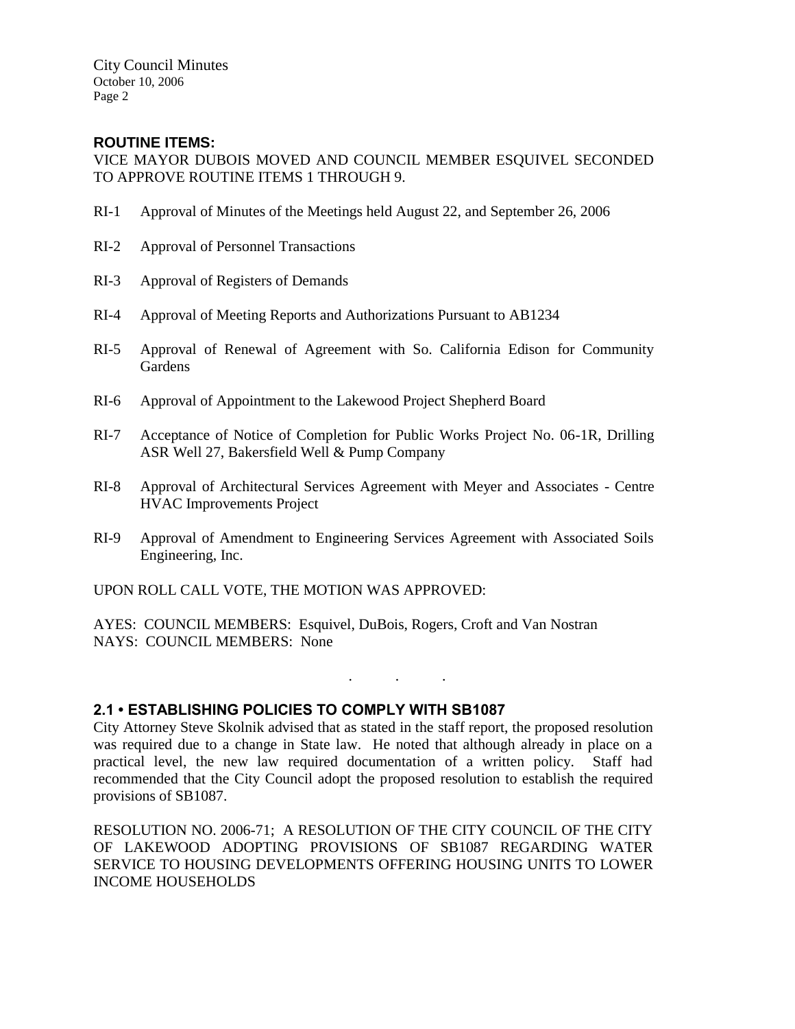**ROUTINE ITEMS:**

VICE MAYOR DUBOIS MOVED AND COUNCIL MEMBER ESQUIVEL SECONDED TO APPROVE ROUTINE ITEMS 1 THROUGH 9.

RI-1 Approval of Minutes of the Meetings held August 22, and September 26, 2006

RI-2 Approval of Personnel Transactions

RI-3 Approval of Registers of Demands

RI-4 Approval of Meeting Reports and Authorizations Pursuant to AB1234

RI-5 Approval of Renewal of Agreement with So. California Edison for Community Gardens

RI-6 Approval of Appointment to the Lakewood Project Shepherd Board

RI-7 Acceptance of Notice of Completion for Public Works Project No. 06-1R, Drilling ASR Well 27, Bakersfield Well & Pump Company

RI-8 Approval of Architectural Services Agreement with Meyer and Associates - Centre HVAC Improvements Project

RI-9 Approval of Amendment to Engineering Services Agreement with Associated Soils Engineering, Inc.

UPON ROLL CALL VOTE, THE MOTION WAS APPROVED:

AYES: COUNCIL MEMBERS: Esquivel, DuBois, Rogers, Croft and Van Nostran
NAYS: COUNCIL MEMBERS: None

. . .

**2.1 • ESTABLISHING POLICIES TO COMPLY WITH SB1087**

City Attorney Steve Skolnik advised that as stated in the staff report, the proposed resolution was required due to a change in State law. He noted that although already in place on a practical level, the new law required documentation of a written policy. Staff had recommended that the City Council adopt the proposed resolution to establish the required provisions of SB1087.

RESOLUTION NO. 2006-71; A RESOLUTION OF THE CITY COUNCIL OF THE CITY OF LAKEWOOD ADOPTING PROVISIONS OF SB1087 REGARDING WATER SERVICE TO HOUSING DEVELOPMENTS OFFERING HOUSING UNITS TO LOWER INCOME HOUSEHOLDS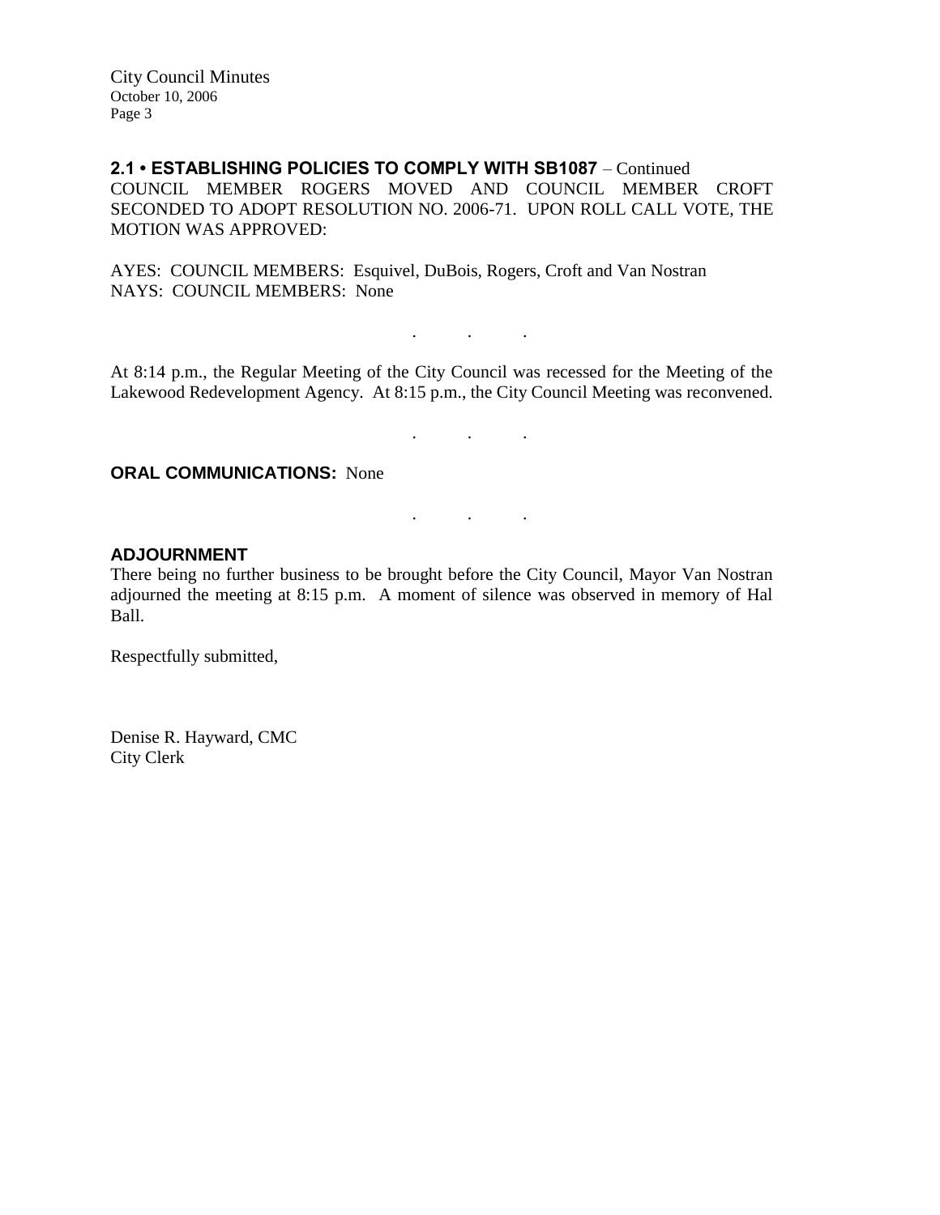**2.1 • ESTABLISHING POLICIES TO COMPLY WITH SB1087** – Continued

COUNCIL MEMBER ROGERS MOVED AND COUNCIL MEMBER CROFT SECONDED TO ADOPT RESOLUTION NO. 2006-71. UPON ROLL CALL VOTE, THE MOTION WAS APPROVED:

AYES: COUNCIL MEMBERS: Esquivel, DuBois, Rogers, Croft and Van Nostran
NAYS: COUNCIL MEMBERS: None

. . .

At 8:14 p.m., the Regular Meeting of the City Council was recessed for the Meeting of the Lakewood Redevelopment Agency. At 8:15 p.m., the City Council Meeting was reconvened.

. . .

**ORAL COMMUNICATIONS:** None

. . .

**ADJOURNMENT**

There being no further business to be brought before the City Council, Mayor Van Nostran adjourned the meeting at 8:15 p.m. A moment of silence was observed in memory of Hal Ball.

Respectfully submitted,

Denise R. Hayward, CMC
City Clerk